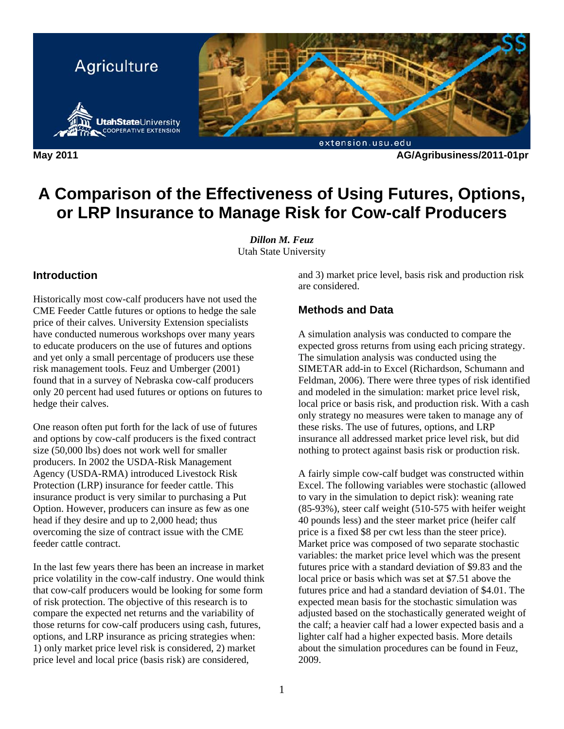May 2011 AG/Agribusiness/2011-01pr

# A Comparison of the Effectiveness of Using Futures, Options, or LRP Insurance to Manage Risk for Cow-calf Producers

***Dillon M. Feuz***
Utah State University

## Introduction

Historically most cow-calf producers have not used the CME Feeder Cattle futures or options to hedge the sale price of their calves. University Extension specialists have conducted numerous workshops over many years to educate producers on the use of futures and options and yet only a small percentage of producers use these risk management tools. Feuz and Umberger (2001) found that in a survey of Nebraska cow-calf producers only 20 percent had used futures or options on futures to hedge their calves.

One reason often put forth for the lack of use of futures and options by cow-calf producers is the fixed contract size (50,000 lbs) does not work well for smaller producers. In 2002 the USDA-Risk Management Agency (USDA-RMA) introduced Livestock Risk Protection (LRP) insurance for feeder cattle. This insurance product is very similar to purchasing a Put Option. However, producers can insure as few as one head if they desire and up to 2,000 head; thus overcoming the size of contract issue with the CME feeder cattle contract.

In the last few years there has been an increase in market price volatility in the cow-calf industry. One would think that cow-calf producers would be looking for some form of risk protection. The objective of this research is to compare the expected net returns and the variability of those returns for cow-calf producers using cash, futures, options, and LRP insurance as pricing strategies when: 1) only market price level risk is considered, 2) market price level and local price (basis risk) are considered, and 3) market price level, basis risk and production risk are considered.

## Methods and Data

A simulation analysis was conducted to compare the expected gross returns from using each pricing strategy. The simulation analysis was conducted using the SIMETAR add-in to Excel (Richardson, Schumann and Feldman, 2006). There were three types of risk identified and modeled in the simulation: market price level risk, local price or basis risk, and production risk. With a cash only strategy no measures were taken to manage any of these risks. The use of futures, options, and LRP insurance all addressed market price level risk, but did nothing to protect against basis risk or production risk.

A fairly simple cow-calf budget was constructed within Excel. The following variables were stochastic (allowed to vary in the simulation to depict risk): weaning rate (85-93%), steer calf weight (510-575 with heifer weight 40 pounds less) and the steer market price (heifer calf price is a fixed $8 per cwt less than the steer price). Market price was composed of two separate stochastic variables: the market price level which was the present futures price with a standard deviation of $9.83 and the local price or basis which was set at $7.51 above the futures price and had a standard deviation of $4.01. The expected mean basis for the stochastic simulation was adjusted based on the stochastically generated weight of the calf; a heavier calf had a lower expected basis and a lighter calf had a higher expected basis. More details about the simulation procedures can be found in Feuz, 2009.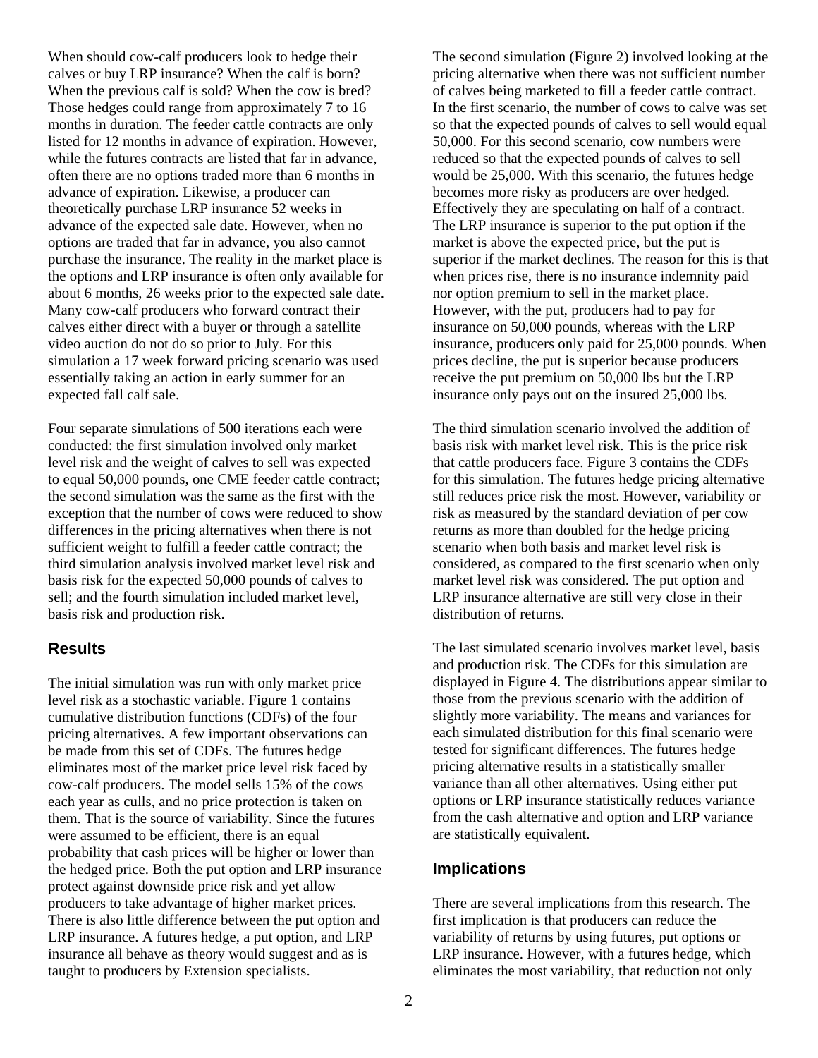When should cow-calf producers look to hedge their calves or buy LRP insurance? When the calf is born? When the previous calf is sold? When the cow is bred? Those hedges could range from approximately 7 to 16 months in duration. The feeder cattle contracts are only listed for 12 months in advance of expiration. However, while the futures contracts are listed that far in advance, often there are no options traded more than 6 months in advance of expiration. Likewise, a producer can theoretically purchase LRP insurance 52 weeks in advance of the expected sale date. However, when no options are traded that far in advance, you also cannot purchase the insurance. The reality in the market place is the options and LRP insurance is often only available for about 6 months, 26 weeks prior to the expected sale date. Many cow-calf producers who forward contract their calves either direct with a buyer or through a satellite video auction do not do so prior to July. For this simulation a 17 week forward pricing scenario was used essentially taking an action in early summer for an expected fall calf sale.

Four separate simulations of 500 iterations each were conducted: the first simulation involved only market level risk and the weight of calves to sell was expected to equal 50,000 pounds, one CME feeder cattle contract; the second simulation was the same as the first with the exception that the number of cows were reduced to show differences in the pricing alternatives when there is not sufficient weight to fulfill a feeder cattle contract; the third simulation analysis involved market level risk and basis risk for the expected 50,000 pounds of calves to sell; and the fourth simulation included market level, basis risk and production risk.

## Results

The initial simulation was run with only market price level risk as a stochastic variable. Figure 1 contains cumulative distribution functions (CDFs) of the four pricing alternatives. A few important observations can be made from this set of CDFs. The futures hedge eliminates most of the market price level risk faced by cow-calf producers. The model sells 15% of the cows each year as culls, and no price protection is taken on them. That is the source of variability. Since the futures were assumed to be efficient, there is an equal probability that cash prices will be higher or lower than the hedged price. Both the put option and LRP insurance protect against downside price risk and yet allow producers to take advantage of higher market prices. There is also little difference between the put option and LRP insurance. A futures hedge, a put option, and LRP insurance all behave as theory would suggest and as is taught to producers by Extension specialists.

The second simulation (Figure 2) involved looking at the pricing alternative when there was not sufficient number of calves being marketed to fill a feeder cattle contract. In the first scenario, the number of cows to calve was set so that the expected pounds of calves to sell would equal 50,000. For this second scenario, cow numbers were reduced so that the expected pounds of calves to sell would be 25,000. With this scenario, the futures hedge becomes more risky as producers are over hedged. Effectively they are speculating on half of a contract. The LRP insurance is superior to the put option if the market is above the expected price, but the put is superior if the market declines. The reason for this is that when prices rise, there is no insurance indemnity paid nor option premium to sell in the market place. However, with the put, producers had to pay for insurance on 50,000 pounds, whereas with the LRP insurance, producers only paid for 25,000 pounds. When prices decline, the put is superior because producers receive the put premium on 50,000 lbs but the LRP insurance only pays out on the insured 25,000 lbs.

The third simulation scenario involved the addition of basis risk with market level risk. This is the price risk that cattle producers face. Figure 3 contains the CDFs for this simulation. The futures hedge pricing alternative still reduces price risk the most. However, variability or risk as measured by the standard deviation of per cow returns as more than doubled for the hedge pricing scenario when both basis and market level risk is considered, as compared to the first scenario when only market level risk was considered. The put option and LRP insurance alternative are still very close in their distribution of returns.

The last simulated scenario involves market level, basis and production risk. The CDFs for this simulation are displayed in Figure 4. The distributions appear similar to those from the previous scenario with the addition of slightly more variability. The means and variances for each simulated distribution for this final scenario were tested for significant differences. The futures hedge pricing alternative results in a statistically smaller variance than all other alternatives. Using either put options or LRP insurance statistically reduces variance from the cash alternative and option and LRP variance are statistically equivalent.

## Implications

There are several implications from this research. The first implication is that producers can reduce the variability of returns by using futures, put options or LRP insurance. However, with a futures hedge, which eliminates the most variability, that reduction not only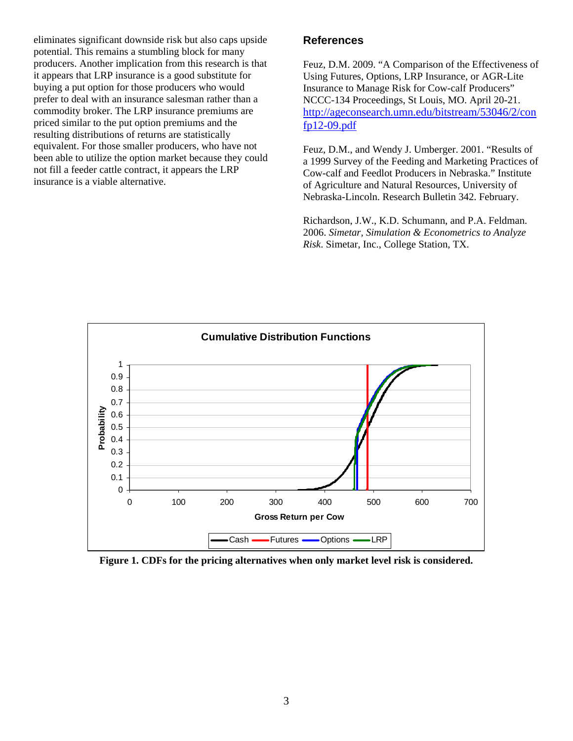eliminates significant downside risk but also caps upside potential. This remains a stumbling block for many producers. Another implication from this research is that it appears that LRP insurance is a good substitute for buying a put option for those producers who would prefer to deal with an insurance salesman rather than a commodity broker. The LRP insurance premiums are priced similar to the put option premiums and the resulting distributions of returns are statistically equivalent. For those smaller producers, who have not been able to utilize the option market because they could not fill a feeder cattle contract, it appears the LRP insurance is a viable alternative.

## References

Feuz, D.M. 2009. "A Comparison of the Effectiveness of Using Futures, Options, LRP Insurance, or AGR-Lite Insurance to Manage Risk for Cow-calf Producers" NCCC-134 Proceedings, St Louis, MO. April 20-21. http://ageconsearch.umn.edu/bitstream/53046/2/confp12-09.pdf

Feuz, D.M., and Wendy J. Umberger. 2001. "Results of a 1999 Survey of the Feeding and Marketing Practices of Cow-calf and Feedlot Producers in Nebraska." Institute of Agriculture and Natural Resources, University of Nebraska-Lincoln. Research Bulletin 342. February.

Richardson, J.W., K.D. Schumann, and P.A. Feldman. 2006. *Simetar, Simulation & Econometrics to Analyze Risk*. Simetar, Inc., College Station, TX.

**Figure 1. CDFs for the pricing alternatives when only market level risk is considered.**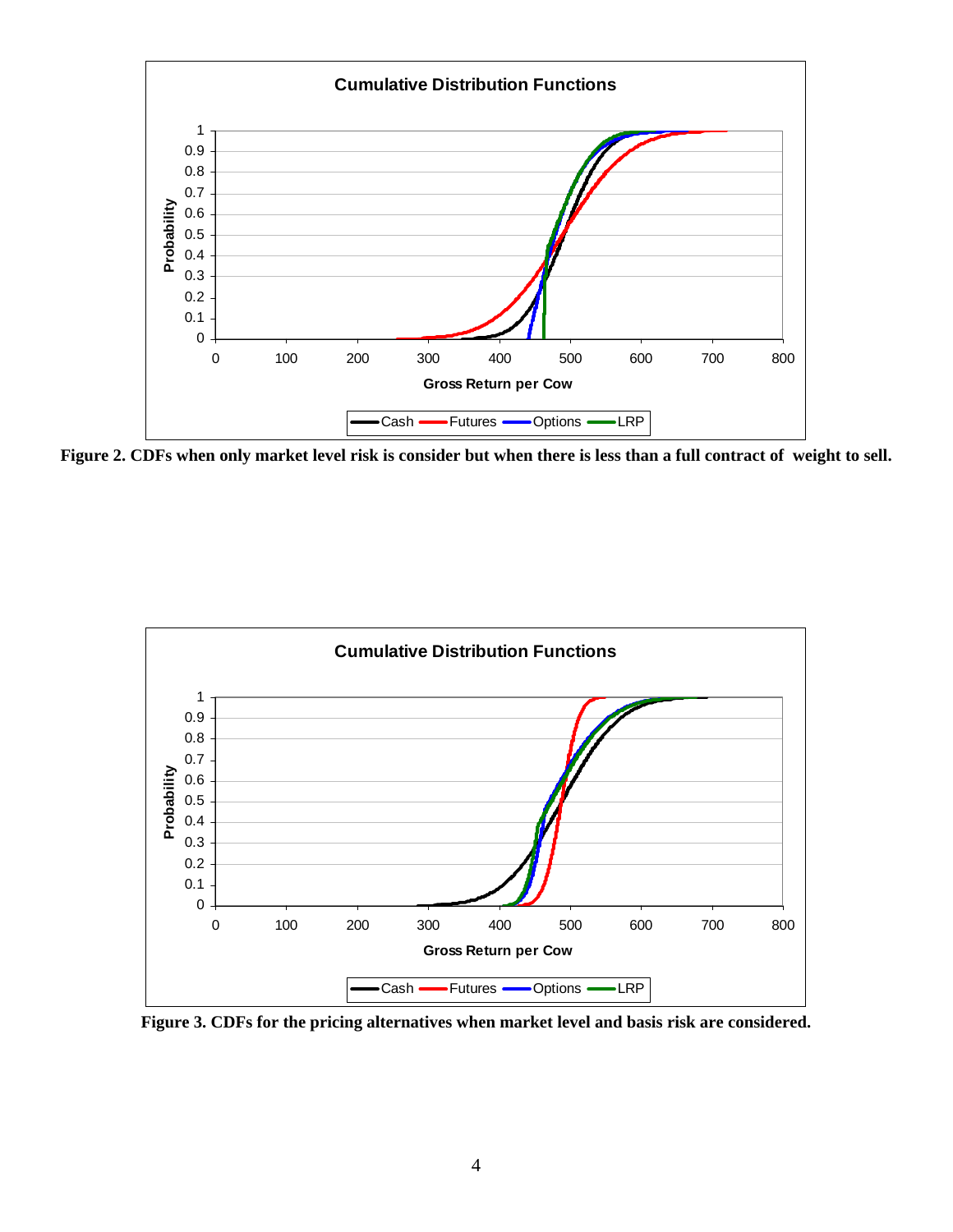Figure 2. CDFs when only market level risk is consider but when there is less than a full contract of weight to sell.

Figure 3. CDFs for the pricing alternatives when market level and basis risk are considered.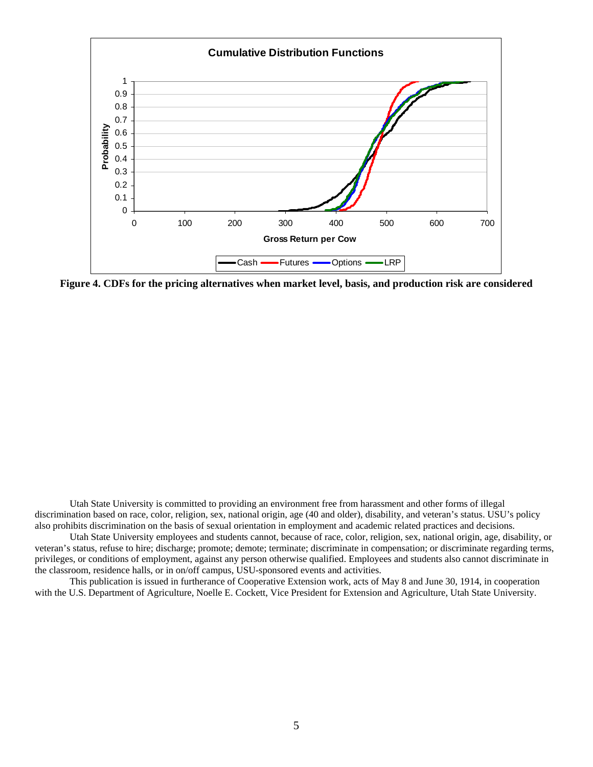Cumulative Distribution Functions

Probability

1
0.9
0.8
0.7
0.6
0.5
0.4
0.3
0.2
0.1
0

0 100 200 300 400 500 600 700

Gross Return per Cow

Cash Futures Options LRP

**Figure 4. CDFs for the pricing alternatives when market level, basis, and production risk are considered**

Utah State University is committed to providing an environment free from harassment and other forms of illegal discrimination based on race, color, religion, sex, national origin, age (40 and older), disability, and veteran's status. USU's policy also prohibits discrimination on the basis of sexual orientation in employment and academic related practices and decisions.

Utah State University employees and students cannot, because of race, color, religion, sex, national origin, age, disability, or veteran's status, refuse to hire; discharge; promote; demote; terminate; discriminate in compensation; or discriminate regarding terms, privileges, or conditions of employment, against any person otherwise qualified. Employees and students also cannot discriminate in the classroom, residence halls, or in on/off campus, USU-sponsored events and activities.

This publication is issued in furtherance of Cooperative Extension work, acts of May 8 and June 30, 1914, in cooperation with the U.S. Department of Agriculture, Noelle E. Cockett, Vice President for Extension and Agriculture, Utah State University.